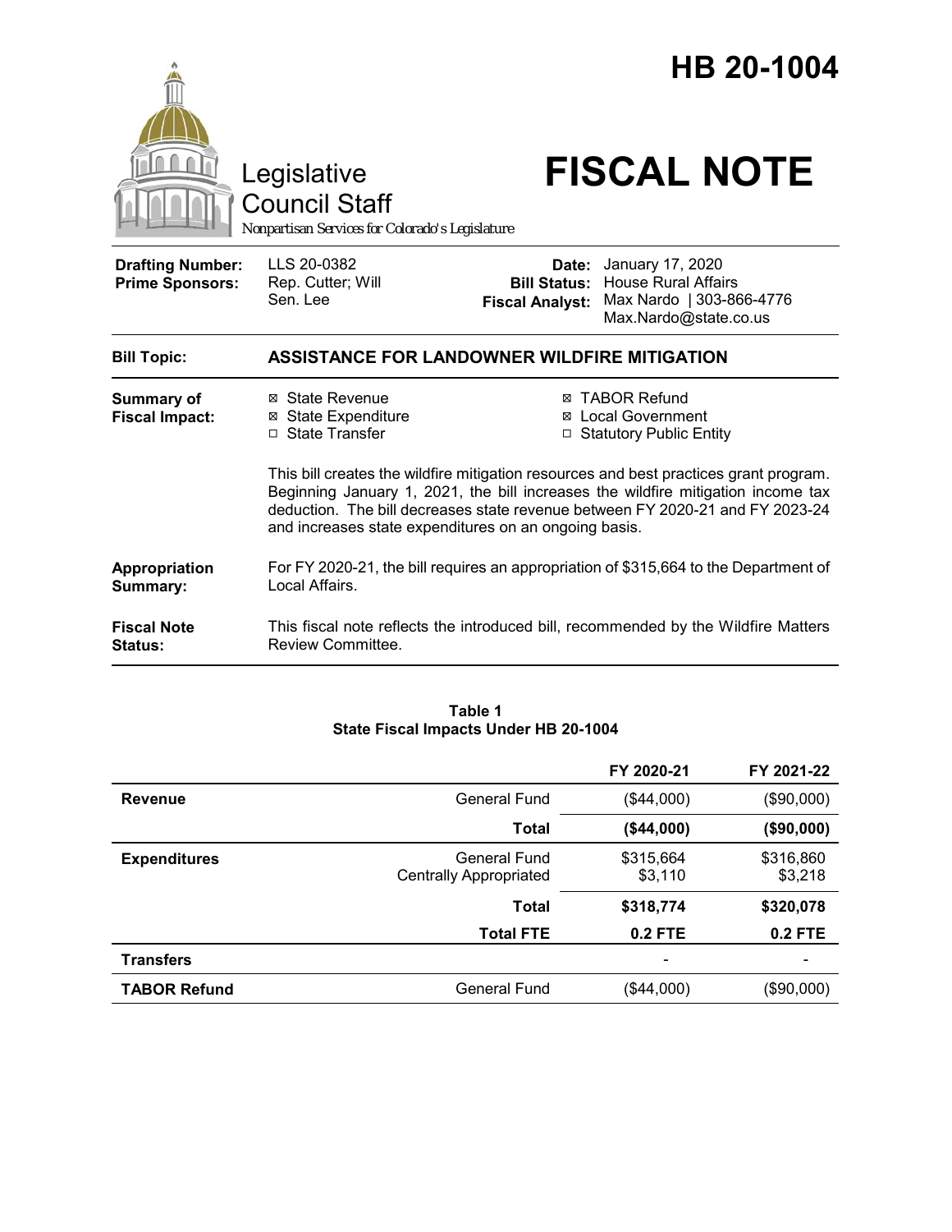# HB 20-1004

Legislative Council Staff

*Nonpartisan Services for Colorado's Legislature*

# FISCAL NOTE

| | | | |
|---|---|---|---|
| **Drafting Number:** | LLS 20-0382 | **Date:** | January 17, 2020 |
| **Prime Sponsors:** | Rep. Cutter; Will<br>Sen. Lee | **Bill Status:** | House Rural Affairs |
| | | **Fiscal Analyst:** | Max Nardo \| 303-866-4776<br>Max.Nardo@state.co.us |

| | |
|---|---|
| **Bill Topic:** | **ASSISTANCE FOR LANDOWNER WILDFIRE MITIGATION** |
| **Summary of Fiscal Impact:** | ☒ State Revenue ☒ State Expenditure ☐ State Transfer ☒ TABOR Refund ☒ Local Government ☐ Statutory Public Entity<br><br>This bill creates the wildfire mitigation resources and best practices grant program. Beginning January 1, 2021, the bill increases the wildfire mitigation income tax deduction. The bill decreases state revenue between FY 2020-21 and FY 2023-24 and increases state expenditures on an ongoing basis. |
| **Appropriation Summary:** | For FY 2020-21, the bill requires an appropriation of $315,664 to the Department of Local Affairs. |
| **Fiscal Note Status:** | This fiscal note reflects the introduced bill, recommended by the Wildfire Matters Review Committee. |

**Table 1**
**State Fiscal Impacts Under HB 20-1004**

| | | FY 2020-21 | FY 2021-22 |
|---|---|---|---|
| **Revenue** | General Fund | ($44,000) | ($90,000) |
| | **Total** | **($44,000)** | **($90,000)** |
| **Expenditures** | General Fund<br>Centrally Appropriated | $315,664<br>$3,110 | $316,860<br>$3,218 |
| | **Total** | **$318,774** | **$320,078** |
| | **Total FTE** | **0.2 FTE** | **0.2 FTE** |
| **Transfers** | | - | - |
| **TABOR Refund** | General Fund | ($44,000) | ($90,000) |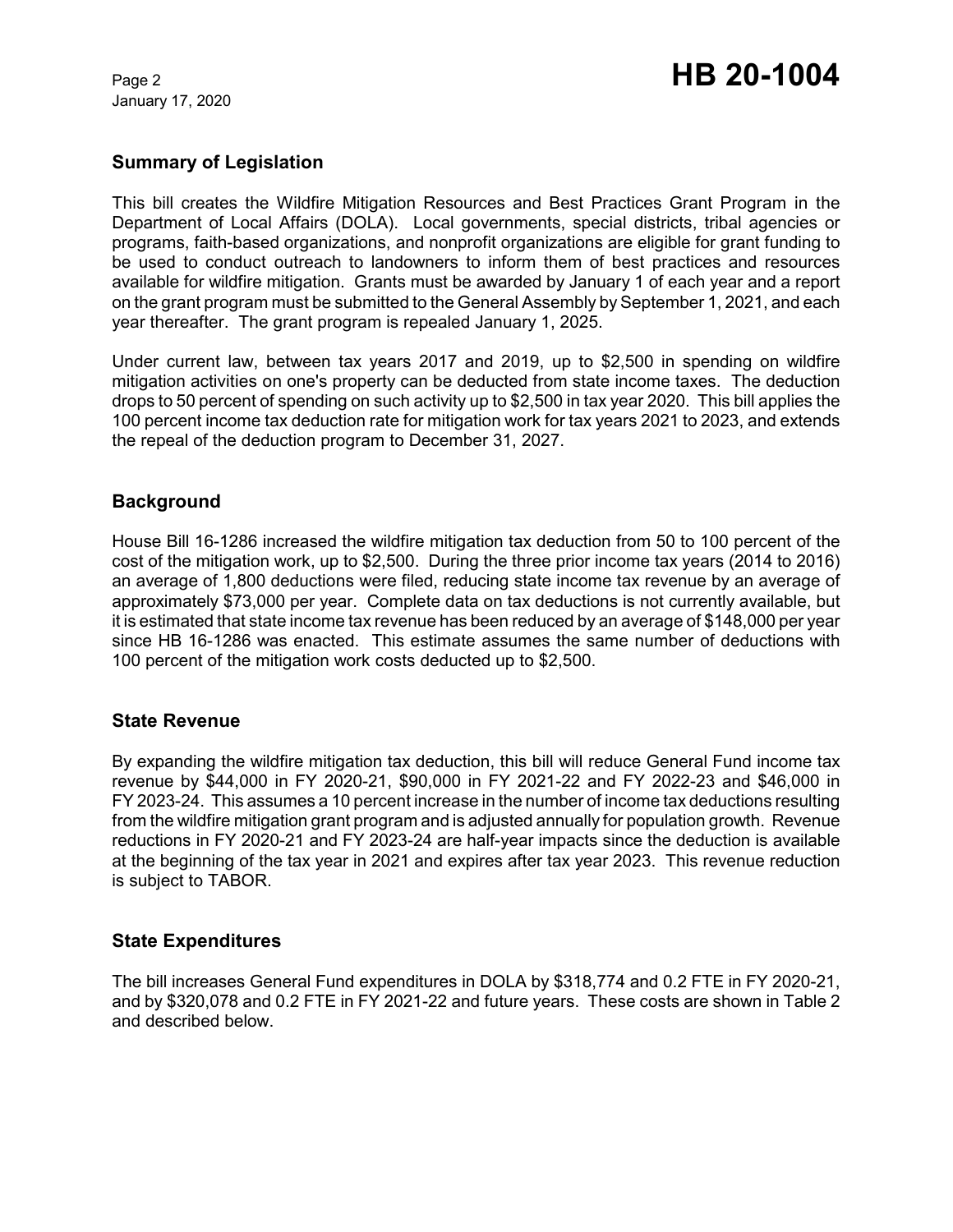## Summary of Legislation

This bill creates the Wildfire Mitigation Resources and Best Practices Grant Program in the Department of Local Affairs (DOLA). Local governments, special districts, tribal agencies or programs, faith-based organizations, and nonprofit organizations are eligible for grant funding to be used to conduct outreach to landowners to inform them of best practices and resources available for wildfire mitigation. Grants must be awarded by January 1 of each year and a report on the grant program must be submitted to the General Assembly by September 1, 2021, and each year thereafter. The grant program is repealed January 1, 2025.

Under current law, between tax years 2017 and 2019, up to $2,500 in spending on wildfire mitigation activities on one's property can be deducted from state income taxes. The deduction drops to 50 percent of spending on such activity up to $2,500 in tax year 2020. This bill applies the 100 percent income tax deduction rate for mitigation work for tax years 2021 to 2023, and extends the repeal of the deduction program to December 31, 2027.

## Background

House Bill 16-1286 increased the wildfire mitigation tax deduction from 50 to 100 percent of the cost of the mitigation work, up to $2,500. During the three prior income tax years (2014 to 2016) an average of 1,800 deductions were filed, reducing state income tax revenue by an average of approximately $73,000 per year. Complete data on tax deductions is not currently available, but it is estimated that state income tax revenue has been reduced by an average of $148,000 per year since HB 16-1286 was enacted. This estimate assumes the same number of deductions with 100 percent of the mitigation work costs deducted up to $2,500.

## State Revenue

By expanding the wildfire mitigation tax deduction, this bill will reduce General Fund income tax revenue by $44,000 in FY 2020-21, $90,000 in FY 2021-22 and FY 2022-23 and $46,000 in FY 2023-24. This assumes a 10 percent increase in the number of income tax deductions resulting from the wildfire mitigation grant program and is adjusted annually for population growth. Revenue reductions in FY 2020-21 and FY 2023-24 are half-year impacts since the deduction is available at the beginning of the tax year in 2021 and expires after tax year 2023. This revenue reduction is subject to TABOR.

## State Expenditures

The bill increases General Fund expenditures in DOLA by $318,774 and 0.2 FTE in FY 2020-21, and by $320,078 and 0.2 FTE in FY 2021-22 and future years. These costs are shown in Table 2 and described below.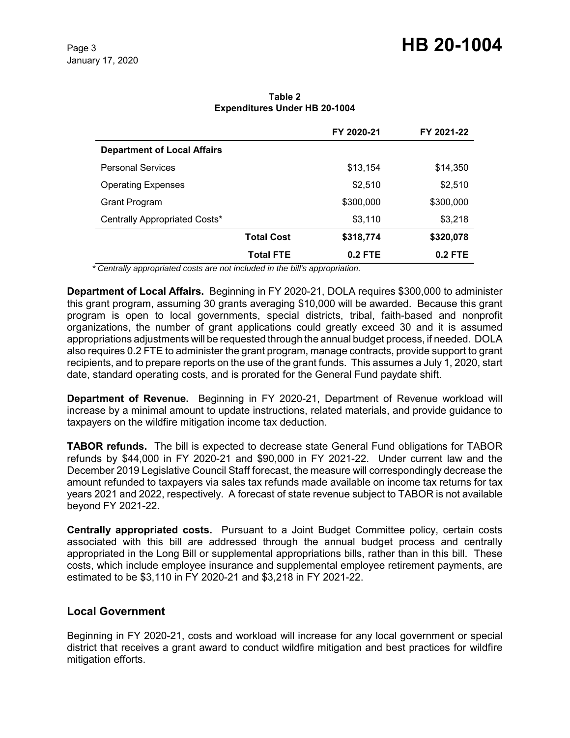**Table 2**
**Expenditures Under HB 20-1004**

| | | FY 2020-21 | FY 2021-22 |
|---|---|---|---|
| **Department of Local Affairs** | | | |
| Personal Services | | $13,154 | $14,350 |
| Operating Expenses | | $2,510 | $2,510 |
| Grant Program | | $300,000 | $300,000 |
| Centrally Appropriated Costs* | | $3,110 | $3,218 |
| | **Total Cost** | **$318,774** | **$320,078** |
| | **Total FTE** | **0.2 FTE** | **0.2 FTE** |

*\* Centrally appropriated costs are not included in the bill's appropriation.*

**Department of Local Affairs.** Beginning in FY 2020-21, DOLA requires $300,000 to administer this grant program, assuming 30 grants averaging $10,000 will be awarded. Because this grant program is open to local governments, special districts, tribal, faith-based and nonprofit organizations, the number of grant applications could greatly exceed 30 and it is assumed appropriations adjustments will be requested through the annual budget process, if needed. DOLA also requires 0.2 FTE to administer the grant program, manage contracts, provide support to grant recipients, and to prepare reports on the use of the grant funds. This assumes a July 1, 2020, start date, standard operating costs, and is prorated for the General Fund paydate shift.

**Department of Revenue.** Beginning in FY 2020-21, Department of Revenue workload will increase by a minimal amount to update instructions, related materials, and provide guidance to taxpayers on the wildfire mitigation income tax deduction.

**TABOR refunds.** The bill is expected to decrease state General Fund obligations for TABOR refunds by $44,000 in FY 2020-21 and $90,000 in FY 2021-22. Under current law and the December 2019 Legislative Council Staff forecast, the measure will correspondingly decrease the amount refunded to taxpayers via sales tax refunds made available on income tax returns for tax years 2021 and 2022, respectively. A forecast of state revenue subject to TABOR is not available beyond FY 2021-22.

**Centrally appropriated costs.** Pursuant to a Joint Budget Committee policy, certain costs associated with this bill are addressed through the annual budget process and centrally appropriated in the Long Bill or supplemental appropriations bills, rather than in this bill. These costs, which include employee insurance and supplemental employee retirement payments, are estimated to be $3,110 in FY 2020-21 and $3,218 in FY 2021-22.

## Local Government

Beginning in FY 2020-21, costs and workload will increase for any local government or special district that receives a grant award to conduct wildfire mitigation and best practices for wildfire mitigation efforts.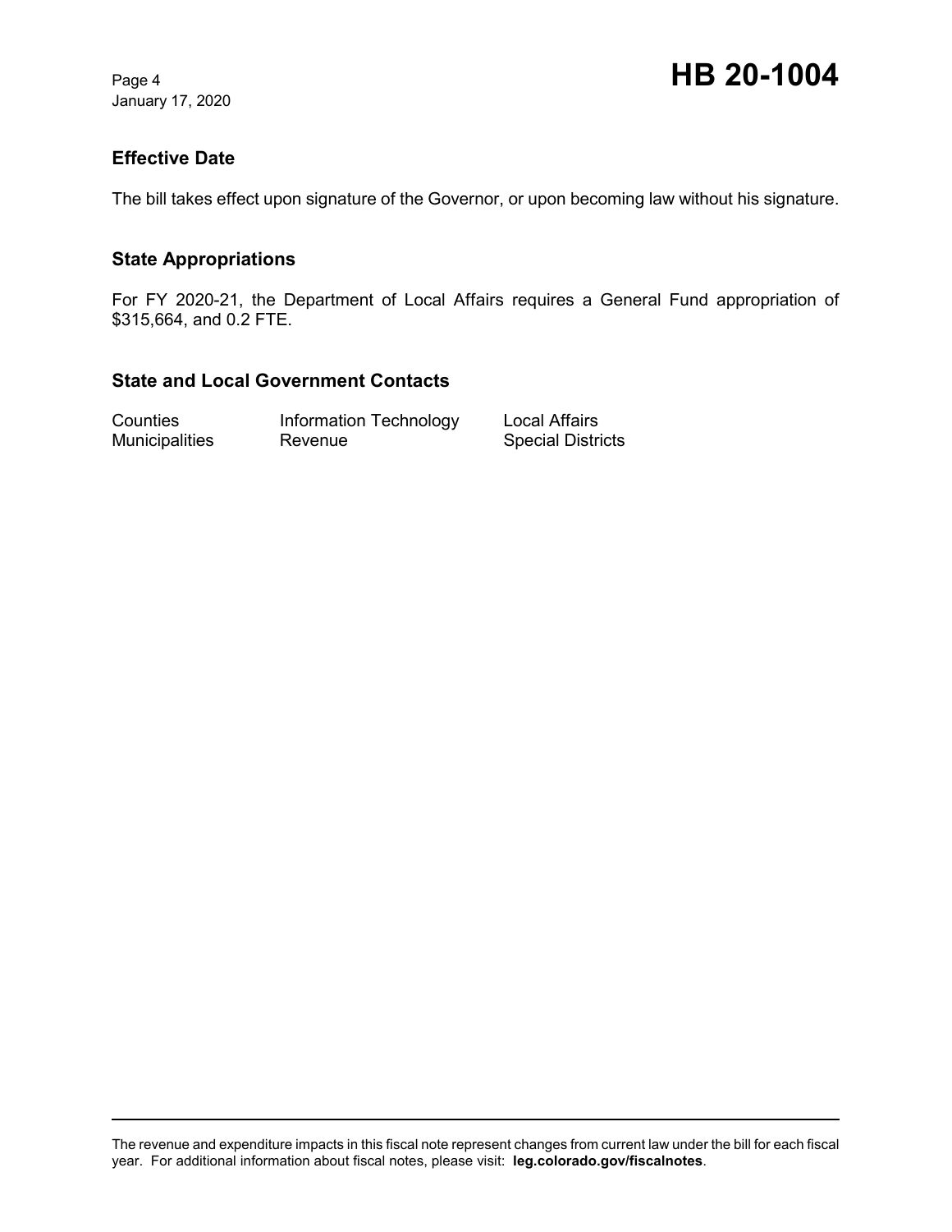## Effective Date

The bill takes effect upon signature of the Governor, or upon becoming law without his signature.

## State Appropriations

For FY 2020-21, the Department of Local Affairs requires a General Fund appropriation of $315,664, and 0.2 FTE.

## State and Local Government Contacts

| | | |
|---|---|---|
| Counties | Information Technology | Local Affairs |
| Municipalities | Revenue | Special Districts |

The revenue and expenditure impacts in this fiscal note represent changes from current law under the bill for each fiscal year. For additional information about fiscal notes, please visit: **leg.colorado.gov/fiscalnotes**.